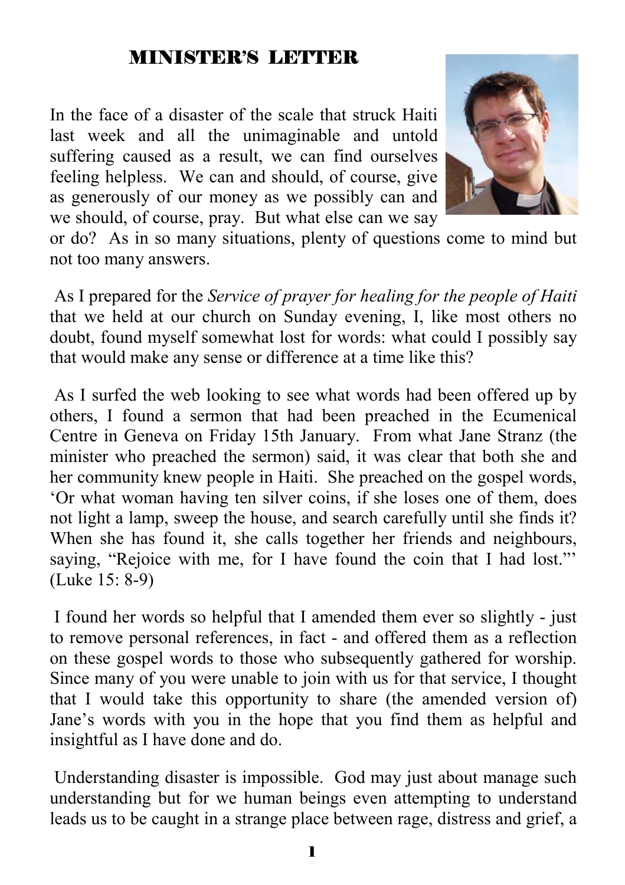# MINISTER'S LETTER

In the face of a disaster of the scale that struck Haiti last week and all the unimaginable and untold suffering caused as a result, we can find ourselves feeling helpless. We can and should, of course, give as generously of our money as we possibly can and we should, of course, pray. But what else can we say or do? As in so many situations, plenty of questions come to mind but not too many answers.

As I prepared for the *Service of prayer for healing for the people of Haiti* that we held at our church on Sunday evening, I, like most others no doubt, found myself somewhat lost for words: what could I possibly say that would make any sense or difference at a time like this?

As I surfed the web looking to see what words had been offered up by others, I found a sermon that had been preached in the Ecumenical Centre in Geneva on Friday 15th January. From what Jane Stranz (the minister who preached the sermon) said, it was clear that both she and her community knew people in Haiti. She preached on the gospel words, 'Or what woman having ten silver coins, if she loses one of them, does not light a lamp, sweep the house, and search carefully until she finds it? When she has found it, she calls together her friends and neighbours, saying, "Rejoice with me, for I have found the coin that I had lost."' (Luke 15: 8-9)

I found her words so helpful that I amended them ever so slightly - just to remove personal references, in fact - and offered them as a reflection on these gospel words to those who subsequently gathered for worship. Since many of you were unable to join with us for that service, I thought that I would take this opportunity to share (the amended version of) Jane's words with you in the hope that you find them as helpful and insightful as I have done and do.

Understanding disaster is impossible. God may just about manage such understanding but for we human beings even attempting to understand leads us to be caught in a strange place between rage, distress and grief, a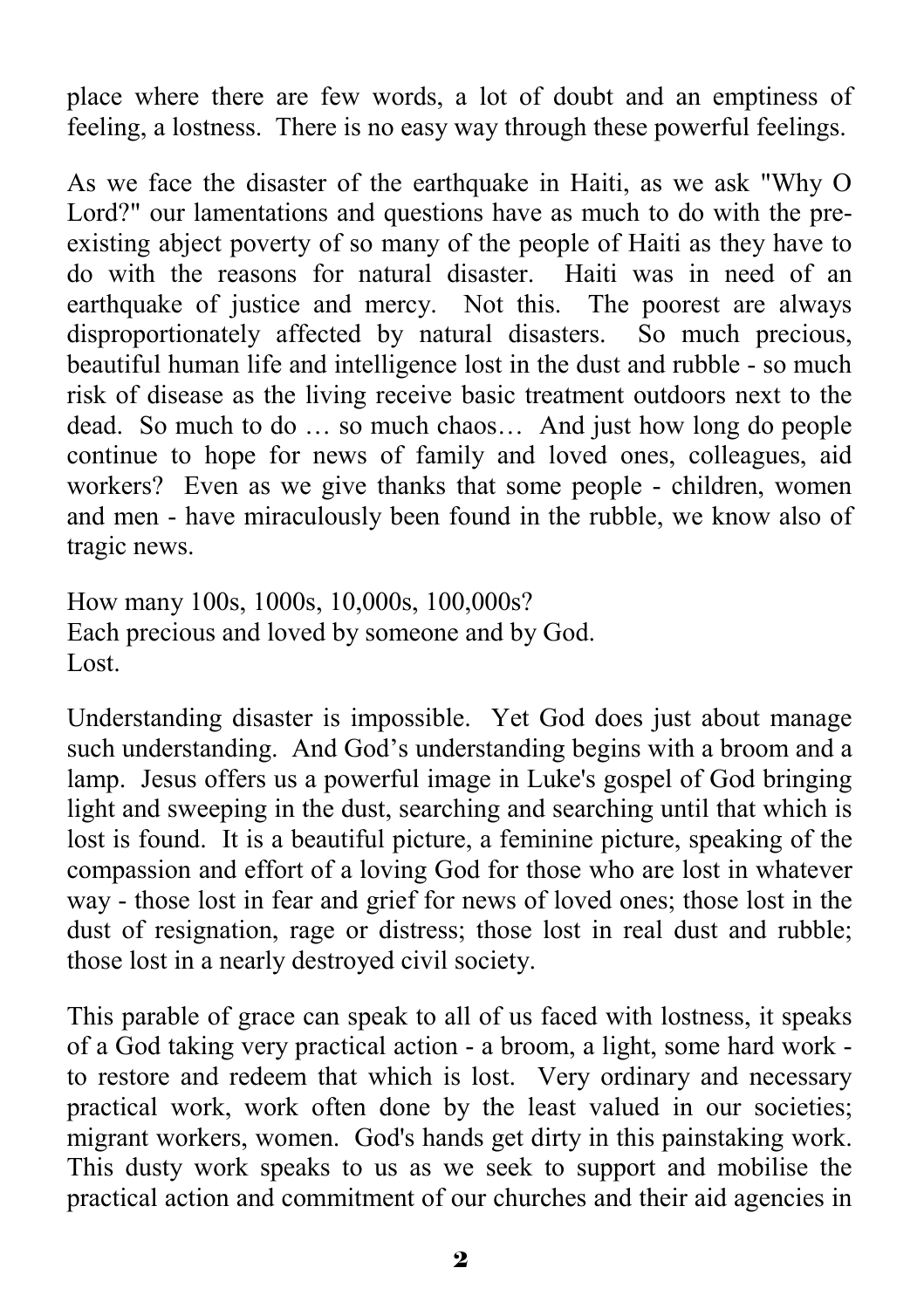place where there are few words, a lot of doubt and an emptiness of feeling, a lostness. There is no easy way through these powerful feelings.

As we face the disaster of the earthquake in Haiti, as we ask "Why O Lord?" our lamentations and questions have as much to do with the pre-existing abject poverty of so many of the people of Haiti as they have to do with the reasons for natural disaster. Haiti was in need of an earthquake of justice and mercy. Not this. The poorest are always disproportionately affected by natural disasters. So much precious, beautiful human life and intelligence lost in the dust and rubble - so much risk of disease as the living receive basic treatment outdoors next to the dead. So much to do … so much chaos… And just how long do people continue to hope for news of family and loved ones, colleagues, aid workers? Even as we give thanks that some people - children, women and men - have miraculously been found in the rubble, we know also of tragic news.

How many 100s, 1000s, 10,000s, 100,000s?
Each precious and loved by someone and by God.
Lost.

Understanding disaster is impossible. Yet God does just about manage such understanding. And God's understanding begins with a broom and a lamp. Jesus offers us a powerful image in Luke's gospel of God bringing light and sweeping in the dust, searching and searching until that which is lost is found. It is a beautiful picture, a feminine picture, speaking of the compassion and effort of a loving God for those who are lost in whatever way - those lost in fear and grief for news of loved ones; those lost in the dust of resignation, rage or distress; those lost in real dust and rubble; those lost in a nearly destroyed civil society.

This parable of grace can speak to all of us faced with lostness, it speaks of a God taking very practical action - a broom, a light, some hard work - to restore and redeem that which is lost. Very ordinary and necessary practical work, work often done by the least valued in our societies; migrant workers, women. God's hands get dirty in this painstaking work. This dusty work speaks to us as we seek to support and mobilise the practical action and commitment of our churches and their aid agencies in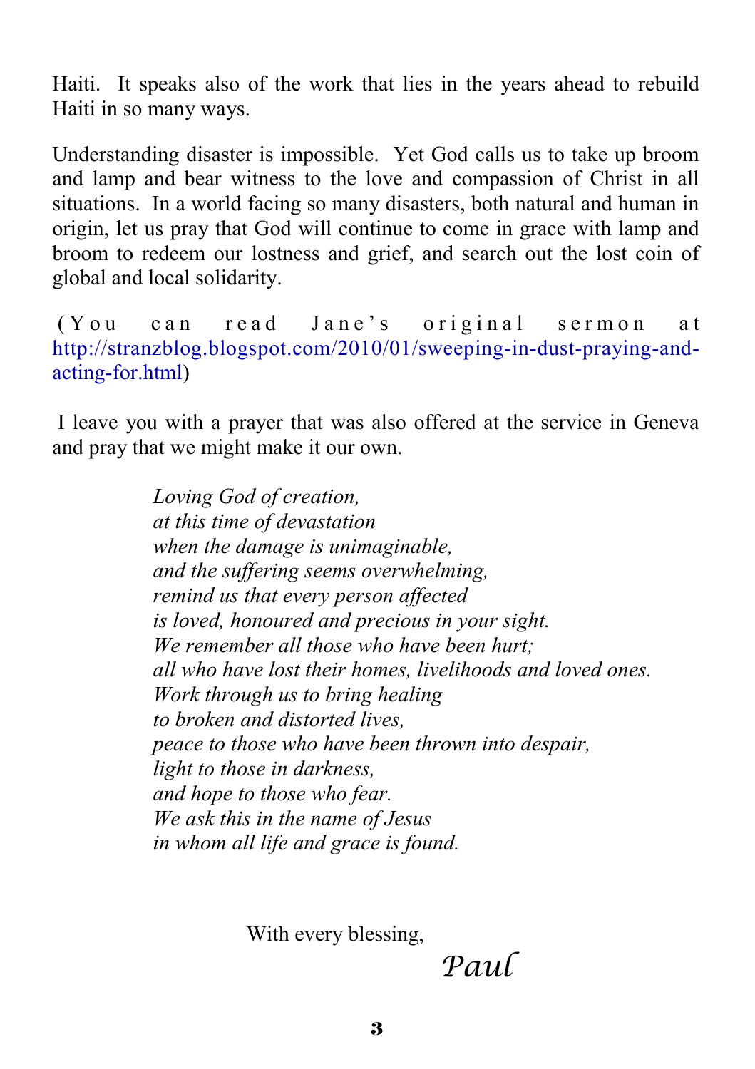Haiti. It speaks also of the work that lies in the years ahead to rebuild Haiti in so many ways.

Understanding disaster is impossible. Yet God calls us to take up broom and lamp and bear witness to the love and compassion of Christ in all situations. In a world facing so many disasters, both natural and human in origin, let us pray that God will continue to come in grace with lamp and broom to redeem our lostness and grief, and search out the lost coin of global and local solidarity.

(You can read Jane's original sermon at http://stranzblog.blogspot.com/2010/01/sweeping-in-dust-praying-and-acting-for.html)

I leave you with a prayer that was also offered at the service in Geneva and pray that we might make it our own.

*Loving God of creation,*
*at this time of devastation*
*when the damage is unimaginable,*
*and the suffering seems overwhelming,*
*remind us that every person affected*
*is loved, honoured and precious in your sight.*
*We remember all those who have been hurt;*
*all who have lost their homes, livelihoods and loved ones.*
*Work through us to bring healing*
*to broken and distorted lives,*
*peace to those who have been thrown into despair,*
*light to those in darkness,*
*and hope to those who fear.*
*We ask this in the name of Jesus*
*in whom all life and grace is found.*

With every blessing,

*Paul*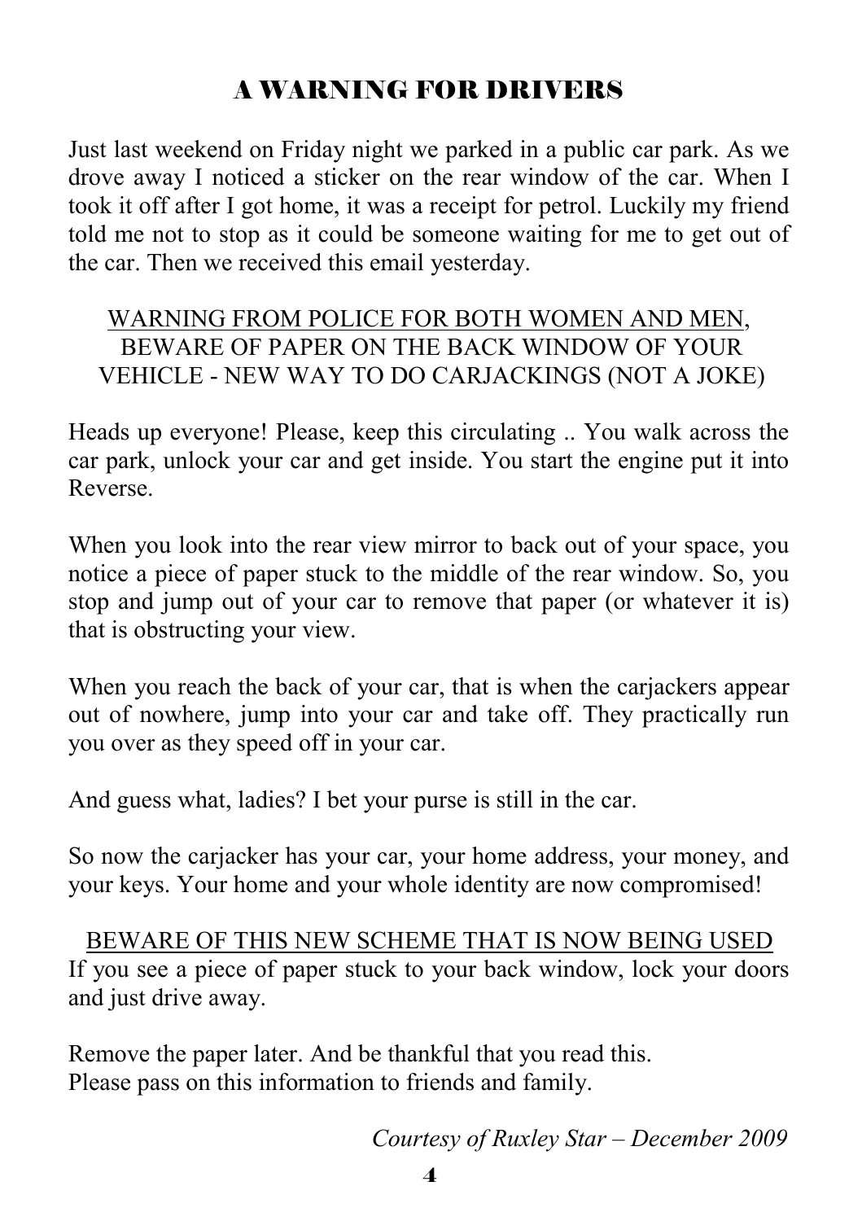# A WARNING FOR DRIVERS

Just last weekend on Friday night we parked in a public car park. As we drove away I noticed a sticker on the rear window of the car. When I took it off after I got home, it was a receipt for petrol. Luckily my friend told me not to stop as it could be someone waiting for me to get out of the car. Then we received this email yesterday.

<u>WARNING FROM POLICE FOR BOTH WOMEN AND MEN</u>, BEWARE OF PAPER ON THE BACK WINDOW OF YOUR VEHICLE - NEW WAY TO DO CARJACKINGS (NOT A JOKE)

Heads up everyone! Please, keep this circulating .. You walk across the car park, unlock your car and get inside. You start the engine put it into Reverse.

When you look into the rear view mirror to back out of your space, you notice a piece of paper stuck to the middle of the rear window. So, you stop and jump out of your car to remove that paper (or whatever it is) that is obstructing your view.

When you reach the back of your car, that is when the carjackers appear out of nowhere, jump into your car and take off. They practically run you over as they speed off in your car.

And guess what, ladies? I bet your purse is still in the car.

So now the carjacker has your car, your home address, your money, and your keys. Your home and your whole identity are now compromised!

<u>BEWARE OF THIS NEW SCHEME THAT IS NOW BEING USED</u>

If you see a piece of paper stuck to your back window, lock your doors and just drive away.

Remove the paper later. And be thankful that you read this.
Please pass on this information to friends and family.

*Courtesy of Ruxley Star – December 2009*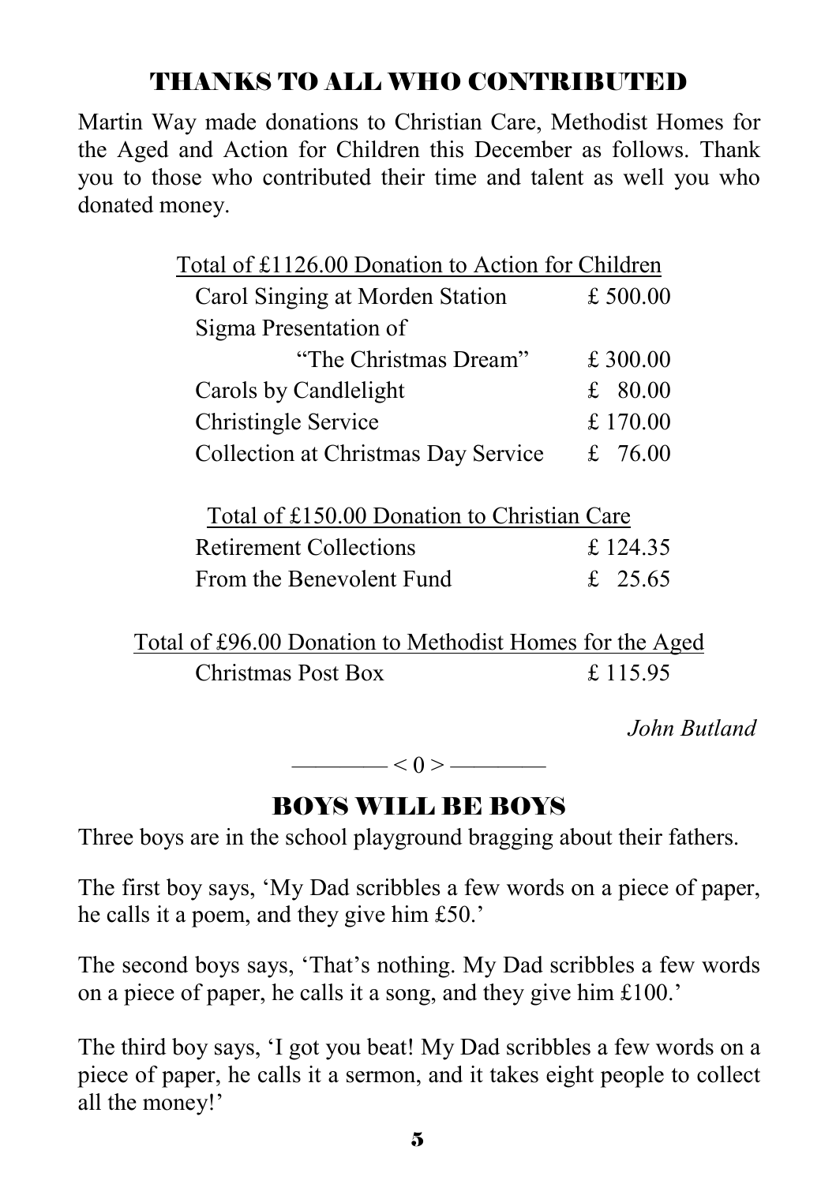## THANKS TO ALL WHO CONTRIBUTED

Martin Way made donations to Christian Care, Methodist Homes for the Aged and Action for Children this December as follows. Thank you to those who contributed their time and talent as well you who donated money.

| Total of £1126.00 Donation to Action for Children | |
|---|---|
| Carol Singing at Morden Station | £ 500.00 |
| Sigma Presentation of "The Christmas Dream" | £ 300.00 |
| Carols by Candlelight | £ 80.00 |
| Christingle Service | £ 170.00 |
| Collection at Christmas Day Service | £ 76.00 |

| Total of £150.00 Donation to Christian Care | |
|---|---|
| Retirement Collections | £ 124.35 |
| From the Benevolent Fund | £ 25.65 |

| Total of £96.00 Donation to Methodist Homes for the Aged | |
|---|---|
| Christmas Post Box | £ 115.95 |

*John Butland*

———— < 0 > ————

## BOYS WILL BE BOYS

Three boys are in the school playground bragging about their fathers.

The first boy says, 'My Dad scribbles a few words on a piece of paper, he calls it a poem, and they give him £50.'

The second boys says, 'That's nothing. My Dad scribbles a few words on a piece of paper, he calls it a song, and they give him £100.'

The third boy says, 'I got you beat! My Dad scribbles a few words on a piece of paper, he calls it a sermon, and it takes eight people to collect all the money!'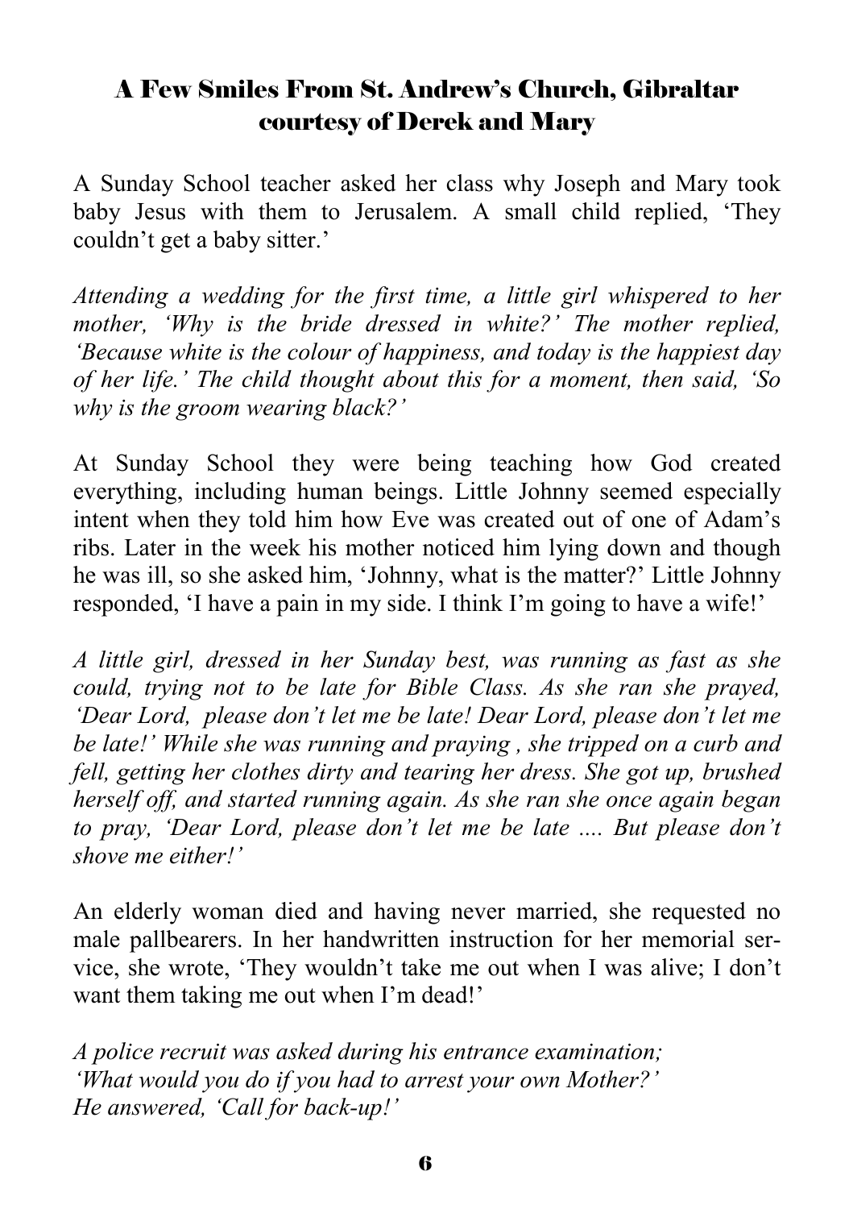## **A Few Smiles From St. Andrew's Church, Gibraltar courtesy of Derek and Mary**

A Sunday School teacher asked her class why Joseph and Mary took baby Jesus with them to Jerusalem. A small child replied, 'They couldn't get a baby sitter.'

*Attending a wedding for the first time, a little girl whispered to her mother, 'Why is the bride dressed in white?' The mother replied, 'Because white is the colour of happiness, and today is the happiest day of her life.' The child thought about this for a moment, then said, 'So why is the groom wearing black?'*

At Sunday School they were being teaching how God created everything, including human beings. Little Johnny seemed especially intent when they told him how Eve was created out of one of Adam's ribs. Later in the week his mother noticed him lying down and though he was ill, so she asked him, 'Johnny, what is the matter?' Little Johnny responded, 'I have a pain in my side. I think I'm going to have a wife!'

*A little girl, dressed in her Sunday best, was running as fast as she could, trying not to be late for Bible Class. As she ran she prayed, 'Dear Lord, please don't let me be late! Dear Lord, please don't let me be late!' While she was running and praying , she tripped on a curb and fell, getting her clothes dirty and tearing her dress. She got up, brushed herself off, and started running again. As she ran she once again began to pray, 'Dear Lord, please don't let me be late .... But please don't shove me either!'*

An elderly woman died and having never married, she requested no male pallbearers. In her handwritten instruction for her memorial service, she wrote, 'They wouldn't take me out when I was alive; I don't want them taking me out when I'm dead!'

*A police recruit was asked during his entrance examination;*
*'What would you do if you had to arrest your own Mother?'*
*He answered, 'Call for back-up!'*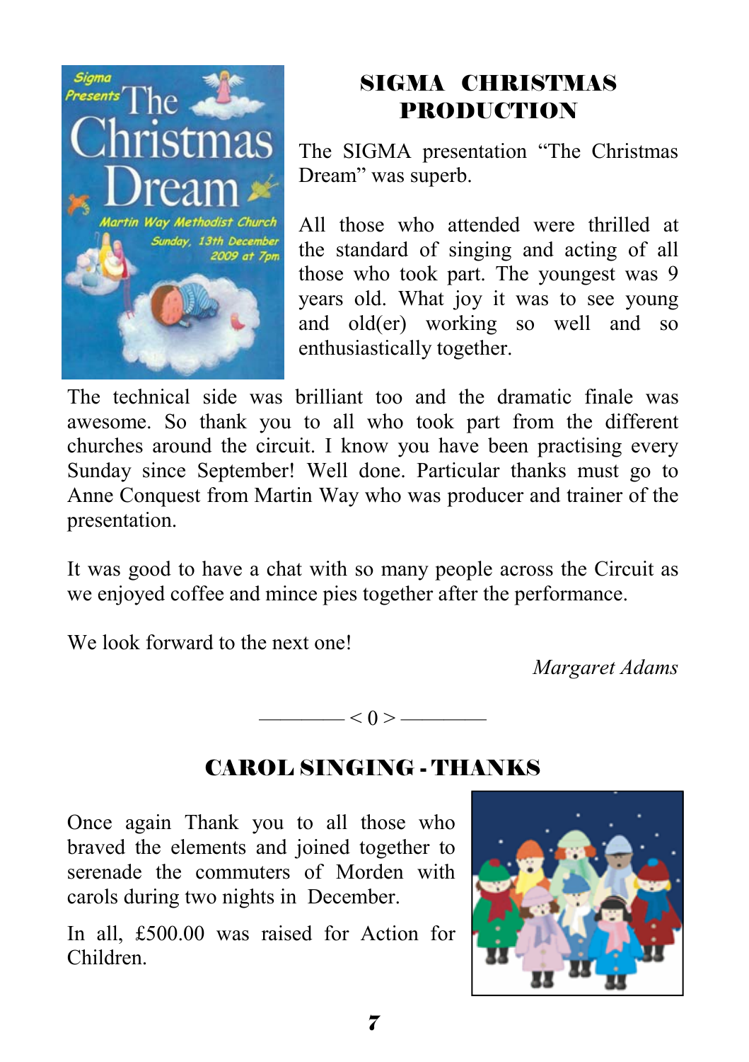## SIGMA CHRISTMAS PRODUCTION

The SIGMA presentation "The Christmas Dream" was superb.

All those who attended were thrilled at the standard of singing and acting of all those who took part. The youngest was 9 years old. What joy it was to see young and old(er) working so well and so enthusiastically together.

The technical side was brilliant too and the dramatic finale was awesome. So thank you to all who took part from the different churches around the circuit. I know you have been practising every Sunday since September! Well done. Particular thanks must go to Anne Conquest from Martin Way who was producer and trainer of the presentation.

It was good to have a chat with so many people across the Circuit as we enjoyed coffee and mince pies together after the performance.

We look forward to the next one!

*Margaret Adams*

———— < 0 > ————

## CAROL SINGING - THANKS

Once again Thank you to all those who braved the elements and joined together to serenade the commuters of Morden with carols during two nights in December.

In all, £500.00 was raised for Action for Children.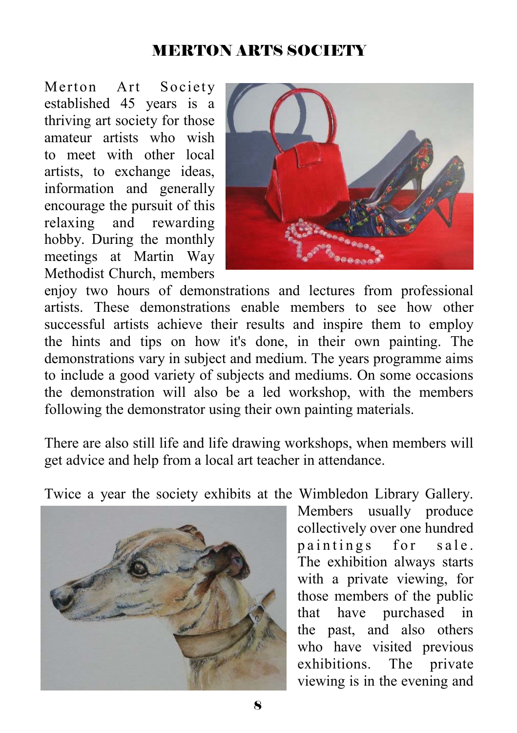## MERTON ARTS SOCIETY

Merton Art Society established 45 years is a thriving art society for those amateur artists who wish to meet with other local artists, to exchange ideas, information and generally encourage the pursuit of this relaxing and rewarding hobby. During the monthly meetings at Martin Way Methodist Church, members enjoy two hours of demonstrations and lectures from professional artists. These demonstrations enable members to see how other successful artists achieve their results and inspire them to employ the hints and tips on how it's done, in their own painting. The demonstrations vary in subject and medium. The years programme aims to include a good variety of subjects and mediums. On some occasions the demonstration will also be a led workshop, with the members following the demonstrator using their own painting materials.

There are also still life and life drawing workshops, when members will get advice and help from a local art teacher in attendance.

Twice a year the society exhibits at the Wimbledon Library Gallery. Members usually produce collectively over one hundred paintings for sale. The exhibition always starts with a private viewing, for those members of the public that have purchased in the past, and also others who have visited previous exhibitions. The private viewing is in the evening and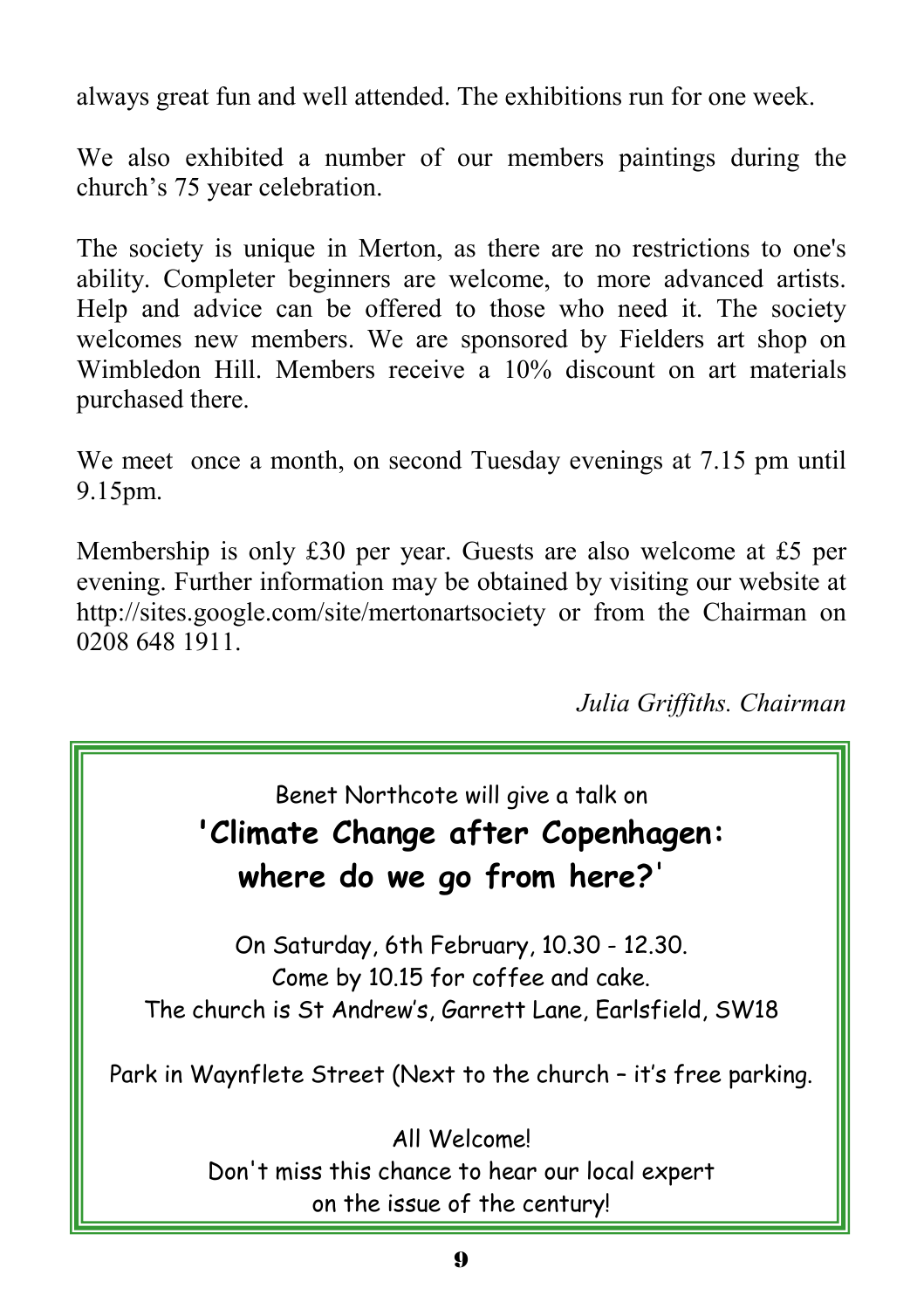always great fun and well attended. The exhibitions run for one week.

We also exhibited a number of our members paintings during the church's 75 year celebration.

The society is unique in Merton, as there are no restrictions to one's ability. Completer beginners are welcome, to more advanced artists. Help and advice can be offered to those who need it. The society welcomes new members. We are sponsored by Fielders art shop on Wimbledon Hill. Members receive a 10% discount on art materials purchased there.

We meet once a month, on second Tuesday evenings at 7.15 pm until 9.15pm.

Membership is only £30 per year. Guests are also welcome at £5 per evening. Further information may be obtained by visiting our website at http://sites.google.com/site/mertonartsociety or from the Chairman on 0208 648 1911.

*Julia Griffiths. Chairman*

---

Benet Northcote will give a talk on

**'Climate Change after Copenhagen: where do we go from here?'**

On Saturday, 6th February, 10.30 - 12.30.
Come by 10.15 for coffee and cake.
The church is St Andrew's, Garrett Lane, Earlsfield, SW18

Park in Waynflete Street (Next to the church – it's free parking.

All Welcome!
Don't miss this chance to hear our local expert on the issue of the century!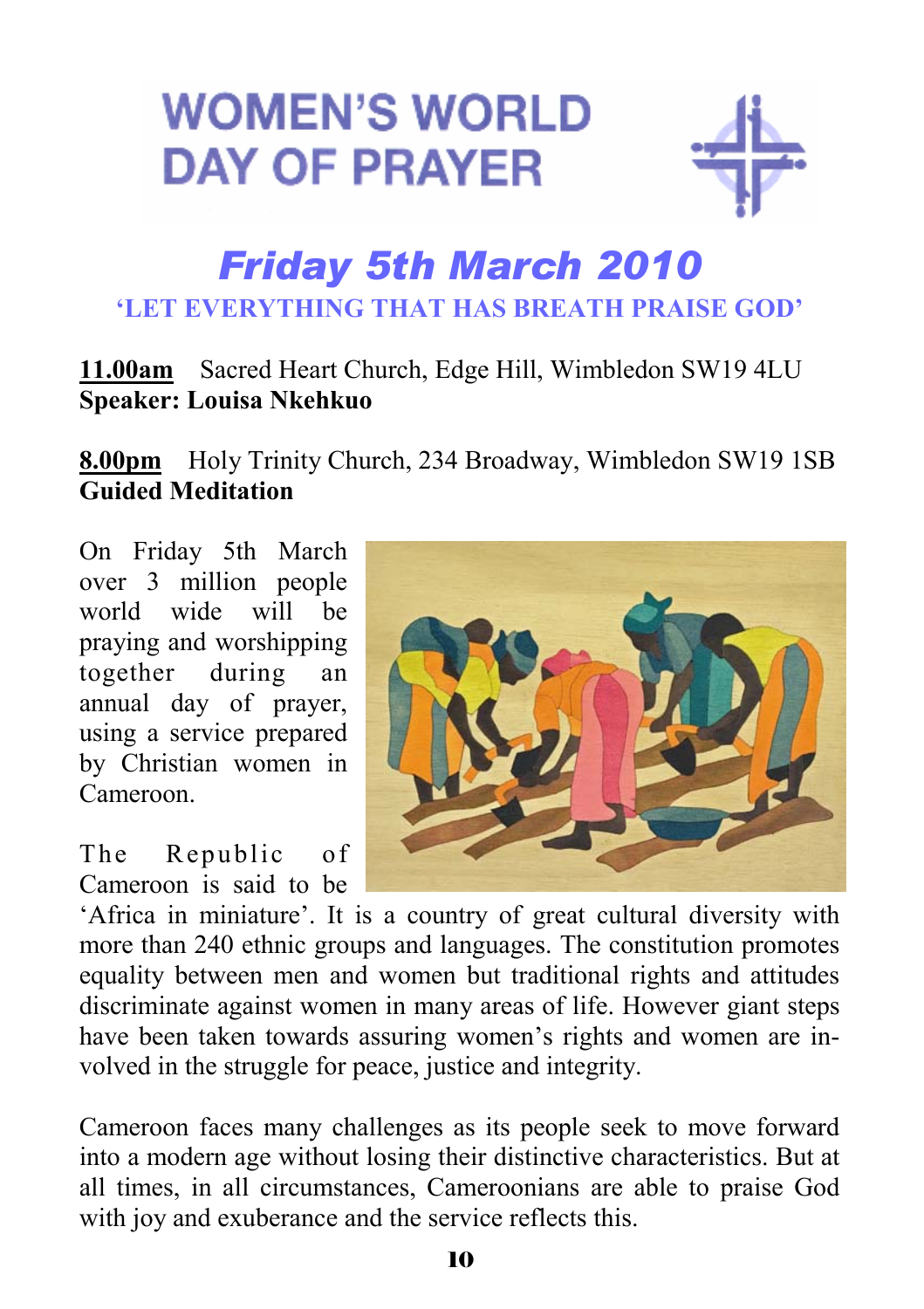# WOMEN'S WORLD DAY OF PRAYER

## *Friday 5th March 2010*

**'LET EVERYTHING THAT HAS BREATH PRAISE GOD'**

**11.00am** Sacred Heart Church, Edge Hill, Wimbledon SW19 4LU
**Speaker: Louisa Nkehkuo**

**8.00pm** Holy Trinity Church, 234 Broadway, Wimbledon SW19 1SB
**Guided Meditation**

On Friday 5th March over 3 million people world wide will be praying and worshipping together during an annual day of prayer, using a service prepared by Christian women in Cameroon.

The Republic of Cameroon is said to be 'Africa in miniature'. It is a country of great cultural diversity with more than 240 ethnic groups and languages. The constitution promotes equality between men and women but traditional rights and attitudes discriminate against women in many areas of life. However giant steps have been taken towards assuring women's rights and women are involved in the struggle for peace, justice and integrity.

Cameroon faces many challenges as its people seek to move forward into a modern age without losing their distinctive characteristics. But at all times, in all circumstances, Cameroonians are able to praise God with joy and exuberance and the service reflects this.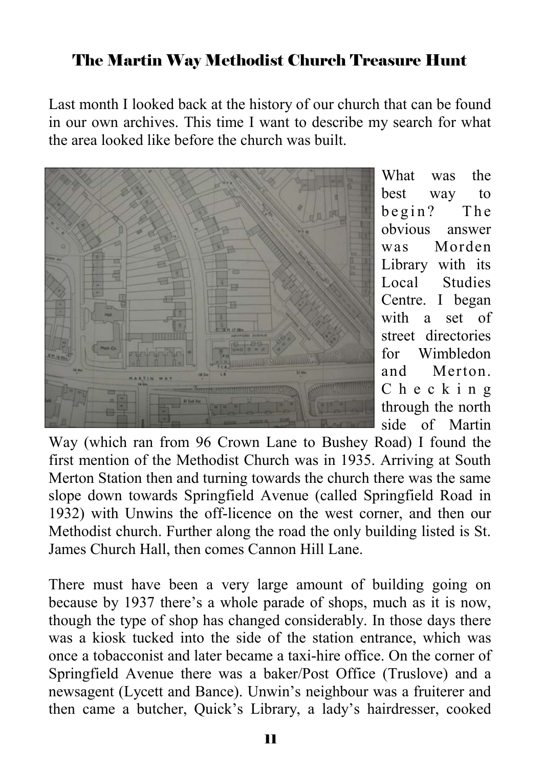## The Martin Way Methodist Church Treasure Hunt

Last month I looked back at the history of our church that can be found in our own archives. This time I want to describe my search for what the area looked like before the church was built.

What was the best way to begin? The obvious answer was Morden Library with its Local Studies Centre. I began with a set of street directories for Wimbledon and Merton. Checking through the north side of Martin Way (which ran from 96 Crown Lane to Bushey Road) I found the first mention of the Methodist Church was in 1935. Arriving at South Merton Station then and turning towards the church there was the same slope down towards Springfield Avenue (called Springfield Road in 1932) with Unwins the off-licence on the west corner, and then our Methodist church. Further along the road the only building listed is St. James Church Hall, then comes Cannon Hill Lane.

There must have been a very large amount of building going on because by 1937 there's a whole parade of shops, much as it is now, though the type of shop has changed considerably. In those days there was a kiosk tucked into the side of the station entrance, which was once a tobacconist and later became a taxi-hire office. On the corner of Springfield Avenue there was a baker/Post Office (Truslove) and a newsagent (Lycett and Bance). Unwin's neighbour was a fruiterer and then came a butcher, Quick's Library, a lady's hairdresser, cooked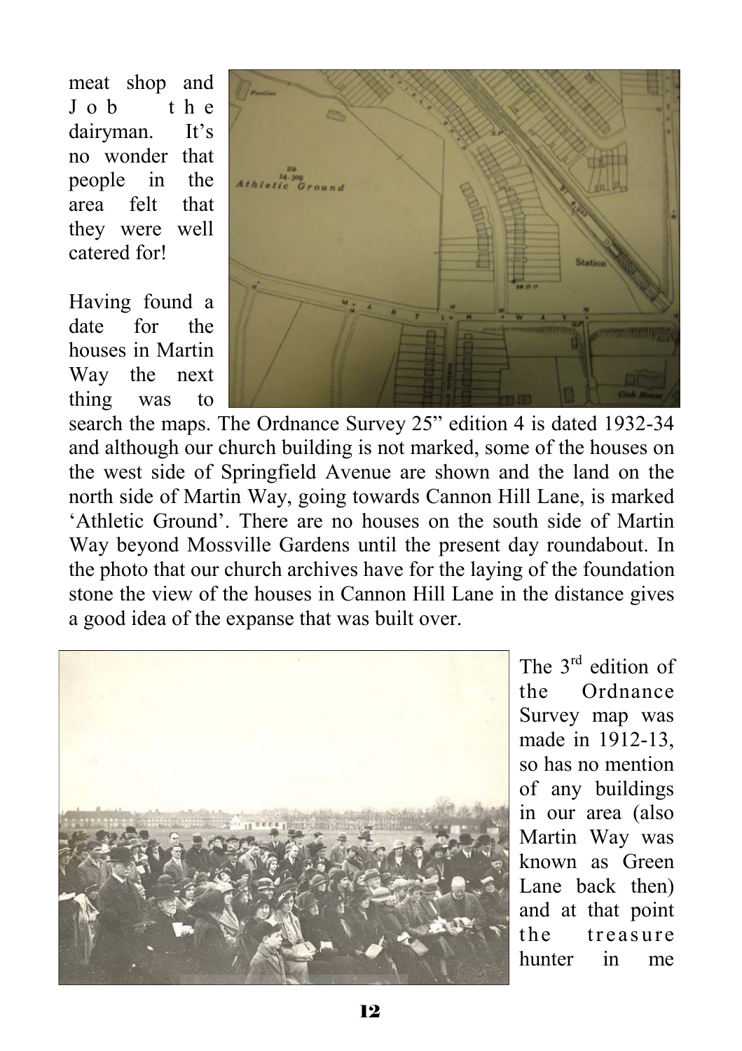meat shop and Job the dairyman. It's no wonder that people in the area felt that they were well catered for!

Having found a date for the houses in Martin Way the next thing was to search the maps. The Ordnance Survey 25" edition 4 is dated 1932-34 and although our church building is not marked, some of the houses on the west side of Springfield Avenue are shown and the land on the north side of Martin Way, going towards Cannon Hill Lane, is marked 'Athletic Ground'. There are no houses on the south side of Martin Way beyond Mossville Gardens until the present day roundabout. In the photo that our church archives have for the laying of the foundation stone the view of the houses in Cannon Hill Lane in the distance gives a good idea of the expanse that was built over.

The 3rd edition of the Ordnance Survey map was made in 1912-13, so has no mention of any buildings in our area (also Martin Way was known as Green Lane back then) and at that point the treasure hunter in me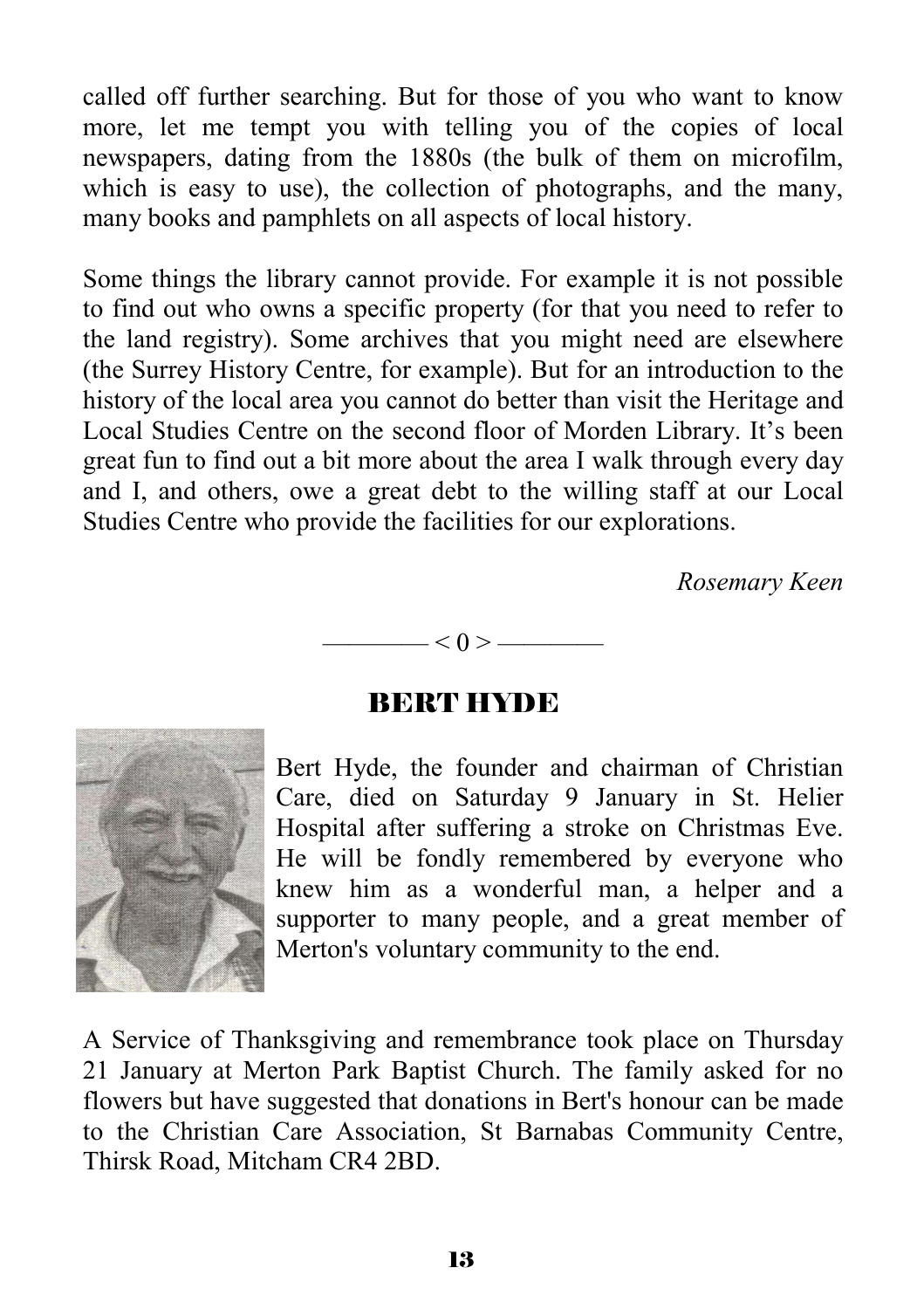called off further searching. But for those of you who want to know more, let me tempt you with telling you of the copies of local newspapers, dating from the 1880s (the bulk of them on microfilm, which is easy to use), the collection of photographs, and the many, many books and pamphlets on all aspects of local history.

Some things the library cannot provide. For example it is not possible to find out who owns a specific property (for that you need to refer to the land registry). Some archives that you might need are elsewhere (the Surrey History Centre, for example). But for an introduction to the history of the local area you cannot do better than visit the Heritage and Local Studies Centre on the second floor of Morden Library. It's been great fun to find out a bit more about the area I walk through every day and I, and others, owe a great debt to the willing staff at our Local Studies Centre who provide the facilities for our explorations.

*Rosemary Keen*

———— < 0 > ————

## BERT HYDE

Bert Hyde, the founder and chairman of Christian Care, died on Saturday 9 January in St. Helier Hospital after suffering a stroke on Christmas Eve. He will be fondly remembered by everyone who knew him as a wonderful man, a helper and a supporter to many people, and a great member of Merton's voluntary community to the end.

A Service of Thanksgiving and remembrance took place on Thursday 21 January at Merton Park Baptist Church. The family asked for no flowers but have suggested that donations in Bert's honour can be made to the Christian Care Association, St Barnabas Community Centre, Thirsk Road, Mitcham CR4 2BD.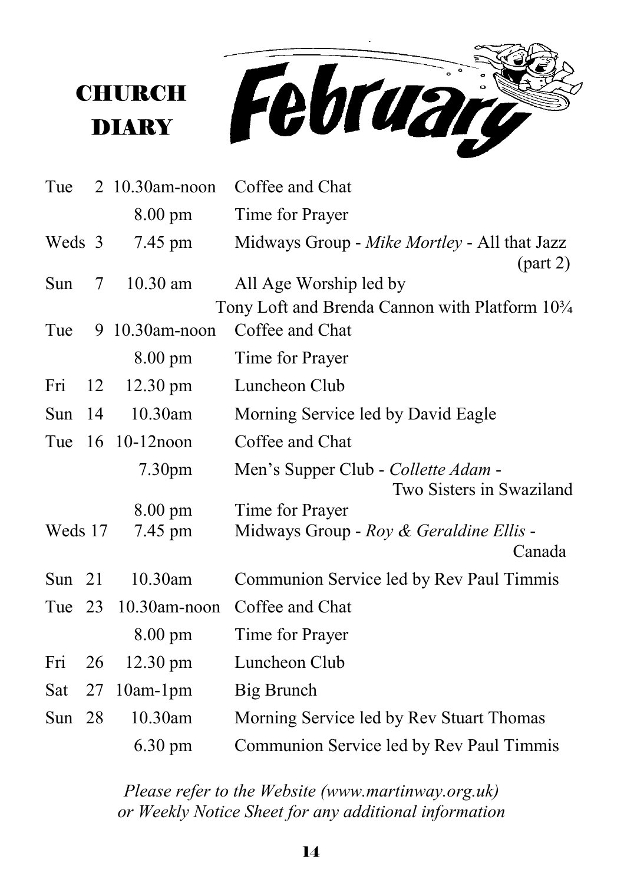# CHURCH DIARY

# February

| Day | Date | Time | Event |
|---|---|---|---|
| Tue | 2 | 10.30am-noon | Coffee and Chat |
| | | 8.00 pm | Time for Prayer |
| Weds | 3 | 7.45 pm | Midways Group - *Mike Mortley* - All that Jazz (part 2) |
| Sun | 7 | 10.30 am | All Age Worship led by Tony Loft and Brenda Cannon with Platform 10¾ |
| Tue | 9 | 10.30am-noon | Coffee and Chat |
| | | 8.00 pm | Time for Prayer |
| Fri | 12 | 12.30 pm | Luncheon Club |
| Sun | 14 | 10.30am | Morning Service led by David Eagle |
| Tue | 16 | 10-12noon | Coffee and Chat |
| | | 7.30pm | Men's Supper Club - *Collette Adam* - Two Sisters in Swaziland |
| | | 8.00 pm | Time for Prayer |
| Weds | 17 | 7.45 pm | Midways Group - *Roy & Geraldine Ellis* - Canada |
| Sun | 21 | 10.30am | Communion Service led by Rev Paul Timmis |
| Tue | 23 | 10.30am-noon | Coffee and Chat |
| | | 8.00 pm | Time for Prayer |
| Fri | 26 | 12.30 pm | Luncheon Club |
| Sat | 27 | 10am-1pm | Big Brunch |
| Sun | 28 | 10.30am | Morning Service led by Rev Stuart Thomas |
| | | 6.30 pm | Communion Service led by Rev Paul Timmis |

*Please refer to the Website (www.martinway.org.uk) or Weekly Notice Sheet for any additional information*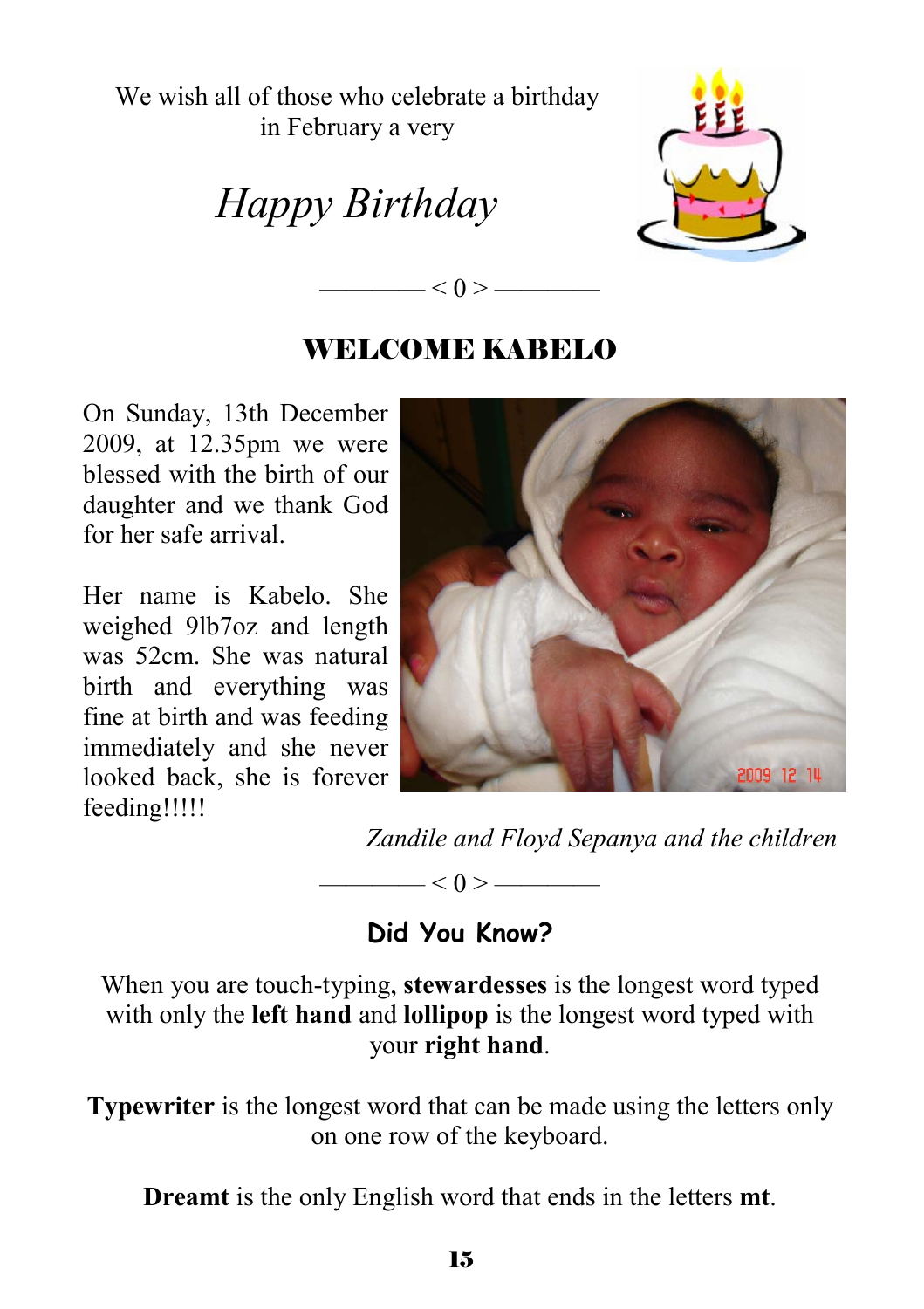We wish all of those who celebrate a birthday in February a very

*Happy Birthday*

———— < 0 > ————

## WELCOME KABELO

On Sunday, 13th December 2009, at 12.35pm we were blessed with the birth of our daughter and we thank God for her safe arrival.

Her name is Kabelo. She weighed 9lb7oz and length was 52cm. She was natural birth and everything was fine at birth and was feeding immediately and she never looked back, she is forever feeding!!!!!

*Zandile and Floyd Sepanya and the children*

———— < 0 > ————

## Did You Know?

When you are touch-typing, **stewardesses** is the longest word typed with only the **left hand** and **lollipop** is the longest word typed with your **right hand**.

**Typewriter** is the longest word that can be made using the letters only on one row of the keyboard.

**Dreamt** is the only English word that ends in the letters **mt**.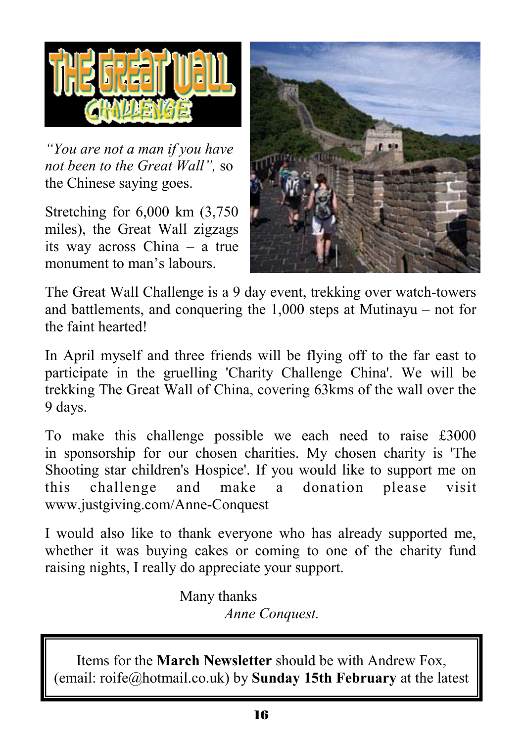# THE GREAT WALL CHALLENGE

*"You are not a man if you have not been to the Great Wall",* so the Chinese saying goes.

Stretching for 6,000 km (3,750 miles), the Great Wall zigzags its way across China – a true monument to man's labours.

The Great Wall Challenge is a 9 day event, trekking over watch-towers and battlements, and conquering the 1,000 steps at Mutinayu – not for the faint hearted!

In April myself and three friends will be flying off to the far east to participate in the gruelling 'Charity Challenge China'. We will be trekking The Great Wall of China, covering 63kms of the wall over the 9 days.

To make this challenge possible we each need to raise £3000 in sponsorship for our chosen charities. My chosen charity is 'The Shooting star children's Hospice'. If you would like to support me on this challenge and make a donation please visit www.justgiving.com/Anne-Conquest

I would also like to thank everyone who has already supported me, whether it was buying cakes or coming to one of the charity fund raising nights, I really do appreciate your support.

Many thanks
*Anne Conquest.*

Items for the **March Newsletter** should be with Andrew Fox, (email: roife@hotmail.co.uk) by **Sunday 15th February** at the latest